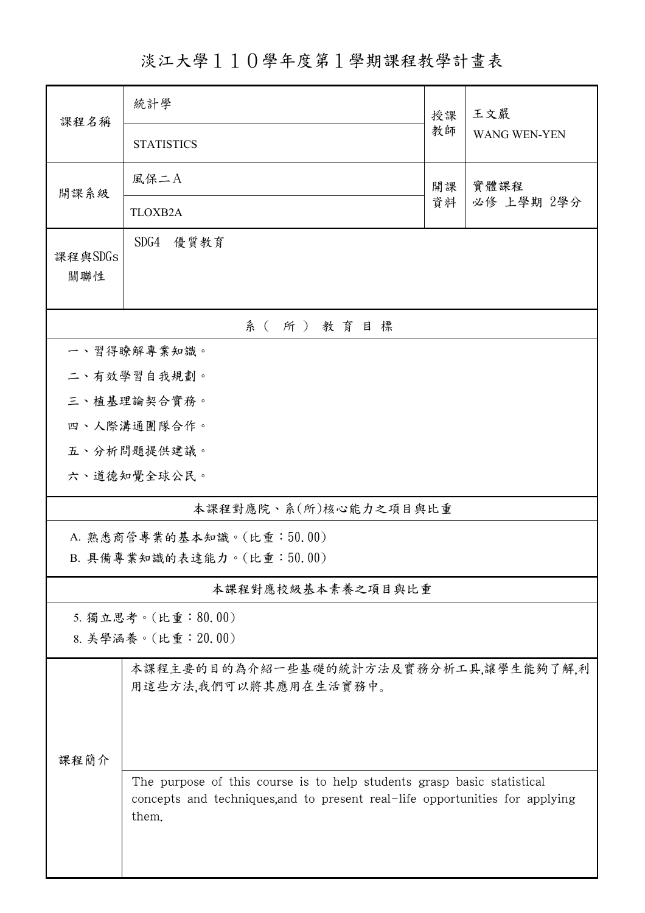# 淡江大學１１０學年度第１學期課程教學計畫表

| 課程名稱 | 統計學<br>STATISTICS | 授課教師 | 王文嚴<br>WANG WEN-YEN |
|---|---|---|---|
| 開課系級 | 風保二Ａ<br>TLOXB2A | 開課資料 | 實體課程<br>必修 上學期 2學分 |
| 課程與SDGs關聯性 | SDG4　優質教育 | | |

## 系（所）教育目標

一、習得瞭解專業知識。

二、有效學習自我規劃。

三、植基理論契合實務。

四、人際溝通團隊合作。

五、分析問題提供建議。

六、道德知覺全球公民。

## 本課程對應院、系(所)核心能力之項目與比重

A. 熟悉商管專業的基本知識。(比重：50.00)

B. 具備專業知識的表達能力。(比重：50.00)

## 本課程對應校級基本素養之項目與比重

5. 獨立思考。(比重：80.00)

8. 美學涵養。(比重：20.00)

## 課程簡介

本課程主要的目的為介紹一些基礎的統計方法及實務分析工具,讓學生能夠了解,利用這些方法,我們可以將其應用在生活實務中。

The purpose of this course is to help students grasp basic statistical concepts and techniques,and to present real-life opportunities for applying them.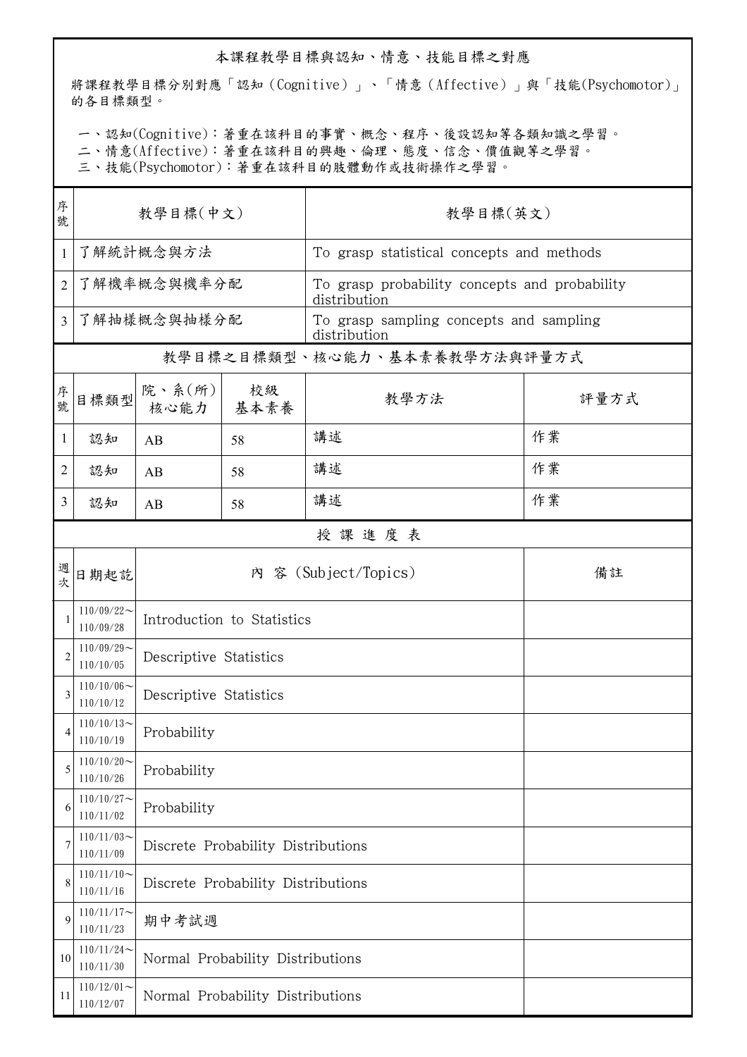## 本課程教學目標與認知、情意、技能目標之對應

將課程教學目標分別對應「認知（Cognitive）」、「情意（Affective）」與「技能(Psychomotor)」的各目標類型。

一、認知(Cognitive)：著重在該科目的事實、概念、程序、後設認知等各類知識之學習。
二、情意(Affective)：著重在該科目的興趣、倫理、態度、信念、價值觀等之學習。
三、技能(Psychomotor)：著重在該科目的肢體動作或技術操作之學習。

| 序號 | 教學目標(中文) | 教學目標(英文) |
|---|---|---|
| 1 | 了解統計概念與方法 | To grasp statistical concepts and methods |
| 2 | 了解機率概念與機率分配 | To grasp probability concepts and probability distribution |
| 3 | 了解抽樣概念與抽樣分配 | To grasp sampling concepts and sampling distribution |

## 教學目標之目標類型、核心能力、基本素養教學方法與評量方式

| 序號 | 目標類型 | 院、系(所)核心能力 | 校級基本素養 | 教學方法 | 評量方式 |
|---|---|---|---|---|---|
| 1 | 認知 | AB | 58 | 講述 | 作業 |
| 2 | 認知 | AB | 58 | 講述 | 作業 |
| 3 | 認知 | AB | 58 | 講述 | 作業 |

## 授 課 進 度 表

| 週次 | 日期起訖 | 內 容 (Subject/Topics) | 備註 |
|---|---|---|---|
| 1 | 110/09/22～110/09/28 | Introduction to Statistics | |
| 2 | 110/09/29～110/10/05 | Descriptive Statistics | |
| 3 | 110/10/06～110/10/12 | Descriptive Statistics | |
| 4 | 110/10/13～110/10/19 | Probability | |
| 5 | 110/10/20～110/10/26 | Probability | |
| 6 | 110/10/27～110/11/02 | Probability | |
| 7 | 110/11/03～110/11/09 | Discrete Probability Distributions | |
| 8 | 110/11/10～110/11/16 | Discrete Probability Distributions | |
| 9 | 110/11/17～110/11/23 | 期中考試週 | |
| 10 | 110/11/24～110/11/30 | Normal Probability Distributions | |
| 11 | 110/12/01～110/12/07 | Normal Probability Distributions | |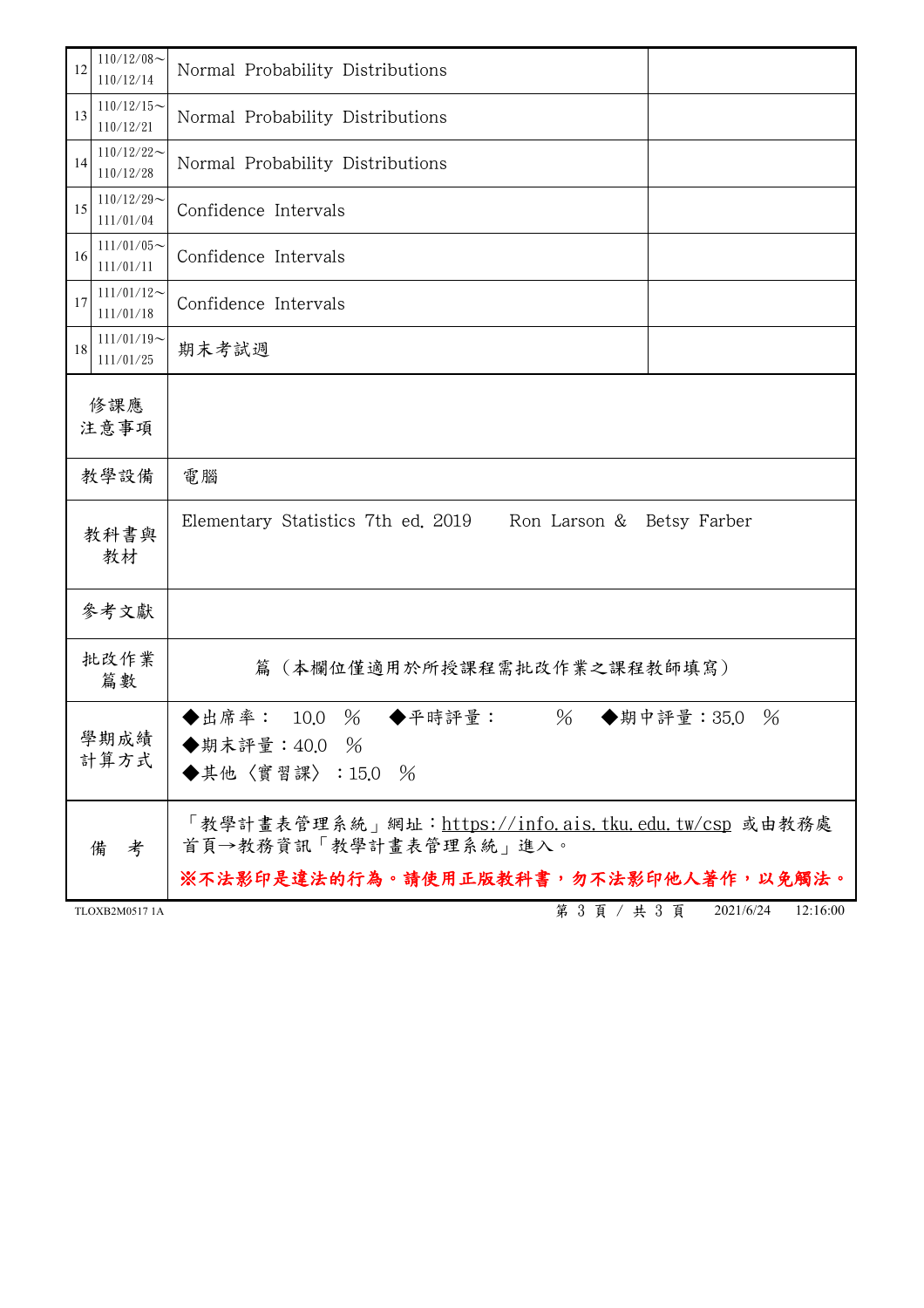| | | | |
|---|---|---|---|
| 12 | 110/12/08～<br>110/12/14 | Normal Probability Distributions | |
| 13 | 110/12/15～<br>110/12/21 | Normal Probability Distributions | |
| 14 | 110/12/22～<br>110/12/28 | Normal Probability Distributions | |
| 15 | 110/12/29～<br>111/01/04 | Confidence Intervals | |
| 16 | 111/01/05～<br>111/01/11 | Confidence Intervals | |
| 17 | 111/01/12～<br>111/01/18 | Confidence Intervals | |
| 18 | 111/01/19～<br>111/01/25 | 期末考試週 | |

| | |
|---|---|
| 修課應注意事項 | |
| 教學設備 | 電腦 |
| 教科書與教材 | Elementary Statistics 7th ed. 2019 Ron Larson & Betsy Farber |
| 參考文獻 | |
| 批改作業篇數 | 篇（本欄位僅適用於所授課程需批改作業之課程教師填寫） |
| 學期成績計算方式 | ◆出席率： 10.0 ％ ◆平時評量： ％ ◆期中評量：35.0 ％<br>◆期末評量：40.0 ％<br>◆其他〈實習課〉：15.0 ％ |
| 備　考 | 「教學計畫表管理系統」網址：https://info.ais.tku.edu.tw/csp 或由教務處首頁→教務資訊「教學計畫表管理系統」進入。<br>**※不法影印是違法的行為。請使用正版教科書，勿不法影印他人著作，以免觸法。** |

TLOXB2M0517 1A　2021/6/24　12:16:00